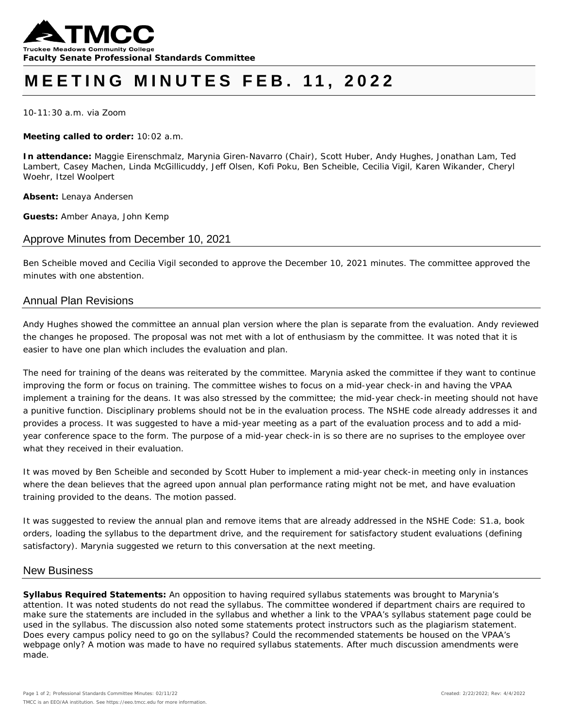**Faculty Senate Professional Standards Committee**

# MEETING MINUTES FEB. 11, 2022

10-11:30 a.m. via Zoom

**Meeting called to order:** 10:02 a.m.

**In attendance:** Maggie Eirenschmalz, Marynia Giren-Navarro (Chair), Scott Huber, Andy Hughes, Jonathan Lam, Ted Lambert, Casey Machen, Linda McGillicuddy, Jeff Olsen, Kofi Poku, Ben Scheible, Cecilia Vigil, Karen Wikander, Cheryl Woehr, Itzel Woolpert

**Absent:** Lenaya Andersen

**Guests:** Amber Anaya, John Kemp

## Approve Minutes from December 10, 2021

Ben Scheible moved and Cecilia Vigil seconded to approve the December 10, 2021 minutes. The committee approved the minutes with one abstention.

## Annual Plan Revisions

Andy Hughes showed the committee an annual plan version where the plan is separate from the evaluation. Andy reviewed the changes he proposed. The proposal was not met with a lot of enthusiasm by the committee. It was noted that it is easier to have one plan which includes the evaluation and plan.

The need for training of the deans was reiterated by the committee. Marynia asked the committee if they want to continue improving the form or focus on training. The committee wishes to focus on a mid-year check-in and having the VPAA implement a training for the deans. It was also stressed by the committee; the mid-year check-in meeting should not have a punitive function. Disciplinary problems should not be in the evaluation process. The NSHE code already addresses it and provides a process. It was suggested to have a mid-year meeting as a part of the evaluation process and to add a mid-year conference space to the form. The purpose of a mid-year check-in is so there are no suprises to the employee over what they received in their evaluation.

It was moved by Ben Scheible and seconded by Scott Huber to implement a mid-year check-in meeting only in instances where the dean believes that the agreed upon annual plan performance rating might not be met, and have evaluation training provided to the deans. The motion passed.

It was suggested to review the annual plan and remove items that are already addressed in the NSHE Code: S1.a, book orders, loading the syllabus to the department drive, and the requirement for satisfactory student evaluations (defining satisfactory). Marynia suggested we return to this conversation at the next meeting.

## New Business

**Syllabus Required Statements:** An opposition to having required syllabus statements was brought to Marynia's attention. It was noted students do not read the syllabus. The committee wondered if department chairs are required to make sure the statements are included in the syllabus and whether a link to the VPAA's syllabus statement page could be used in the syllabus. The discussion also noted some statements protect instructors such as the plagiarism statement. Does every campus policy need to go on the syllabus? Could the recommended statements be housed on the VPAA's webpage only? A motion was made to have no required syllabus statements. After much discussion amendments were made.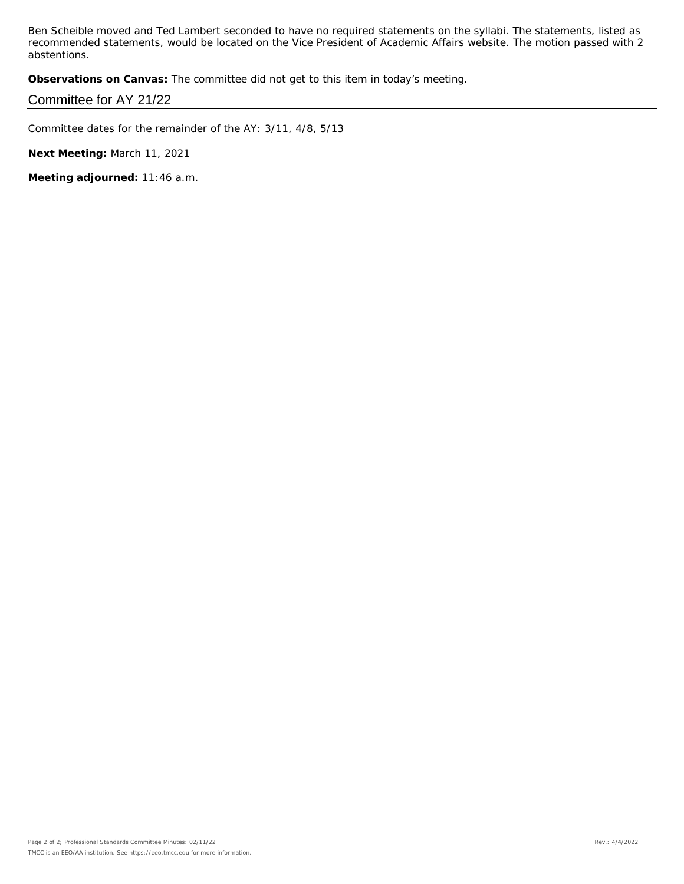Ben Scheible moved and Ted Lambert seconded to have no required statements on the syllabi. The statements, listed as recommended statements, would be located on the Vice President of Academic Affairs website. The motion passed with 2 abstentions.

**Observations on Canvas:** The committee did not get to this item in today's meeting.

## Committee for AY 21/22

Committee dates for the remainder of the AY: 3/11, 4/8, 5/13

**Next Meeting:** March 11, 2021

**Meeting adjourned:** 11:46 a.m.